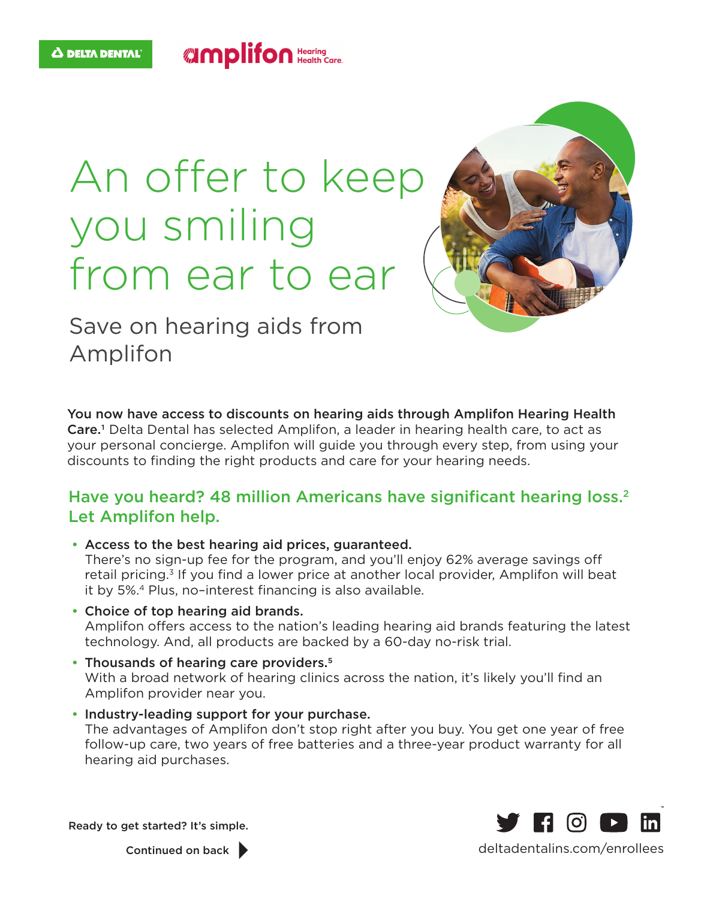DELTA DENTAL

amplifon Hearing Health Care.

# An offer to keep you smiling from ear to ear

## Save on hearing aids from Amplifon

**You now have access to discounts on hearing aids through Amplifon Hearing Health Care.**[1] Delta Dental has selected Amplifon, a leader in hearing health care, to act as your personal concierge. Amplifon will guide you through every step, from using your discounts to finding the right products and care for your hearing needs.

### Have you heard? 48 million Americans have significant hearing loss.[2] Let Amplifon help.

- **Access to the best hearing aid prices, guaranteed.**
  There's no sign-up fee for the program, and you'll enjoy 62% average savings off retail pricing.[3] If you find a lower price at another local provider, Amplifon will beat it by 5%.[4] Plus, no–interest financing is also available.
- **Choice of top hearing aid brands.**
  Amplifon offers access to the nation's leading hearing aid brands featuring the latest technology. And, all products are backed by a 60-day no-risk trial.
- **Thousands of hearing care providers.**[5]
  With a broad network of hearing clinics across the nation, it's likely you'll find an Amplifon provider near you.
- **Industry-leading support for your purchase.**
  The advantages of Amplifon don't stop right after you buy. You get one year of free follow-up care, two years of free batteries and a three-year product warranty for all hearing aid purchases.

**Ready to get started? It's simple.**

**Continued on back**

deltadentalins.com/enrollees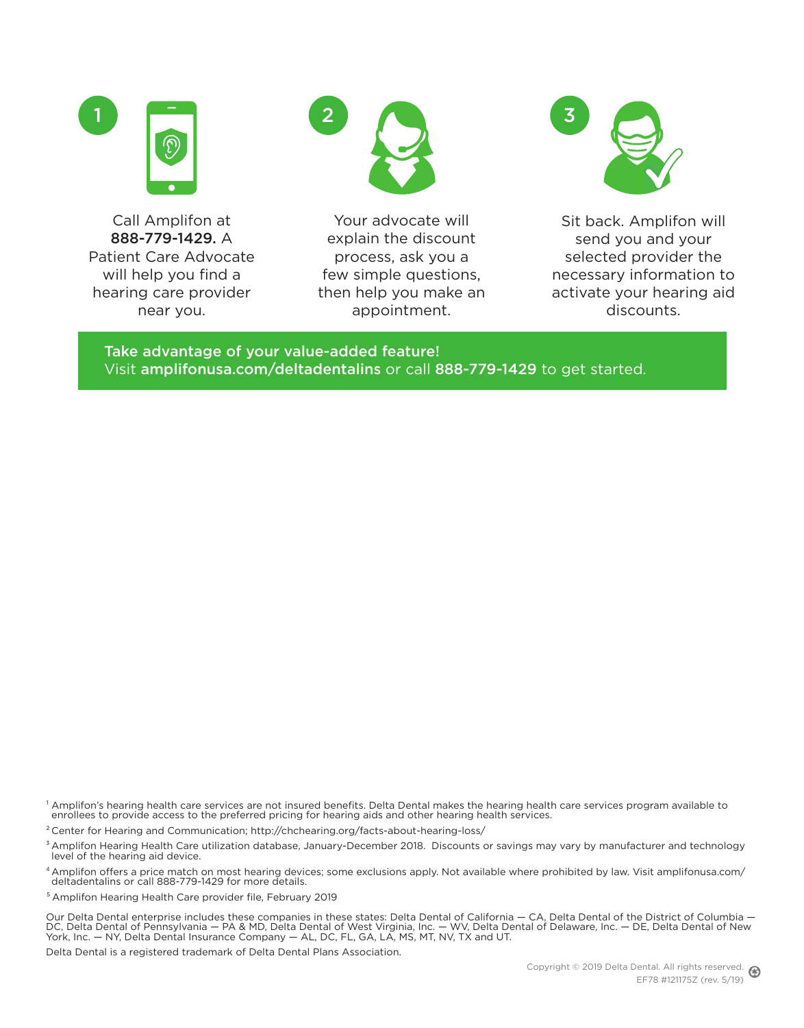1

Call Amplifon at **888-779-1429.** A Patient Care Advocate will help you find a hearing care provider near you.

2

Your advocate will explain the discount process, ask you a few simple questions, then help you make an appointment.

3

Sit back. Amplifon will send you and your selected provider the necessary information to activate your hearing aid discounts.

**Take advantage of your value-added feature!**
Visit **amplifonusa.com/deltadentalins** or call **888-779-1429** to get started.

[1] Amplifon's hearing health care services are not insured benefits. Delta Dental makes the hearing health care services program available to enrollees to provide access to the preferred pricing for hearing aids and other hearing health services.

[2] Center for Hearing and Communication; http://chchearing.org/facts-about-hearing-loss/

[3] Amplifon Hearing Health Care utilization database, January-December 2018. Discounts or savings may vary by manufacturer and technology level of the hearing aid device.

[4] Amplifon offers a price match on most hearing devices; some exclusions apply. Not available where prohibited by law. Visit amplifonusa.com/deltadentalins or call 888-779-1429 for more details.

[5] Amplifon Hearing Health Care provider file, February 2019

Our Delta Dental enterprise includes these companies in these states: Delta Dental of California — CA, Delta Dental of the District of Columbia — DC, Delta Dental of Pennsylvania — PA & MD, Delta Dental of West Virginia, Inc. — WV, Delta Dental of Delaware, Inc. — DE, Delta Dental of New York, Inc. — NY, Delta Dental Insurance Company — AL, DC, FL, GA, LA, MS, MT, NV, TX and UT.

Delta Dental is a registered trademark of Delta Dental Plans Association.

Copyright © 2019 Delta Dental. All rights reserved.
EF78 #121175Z (rev. 5/19)